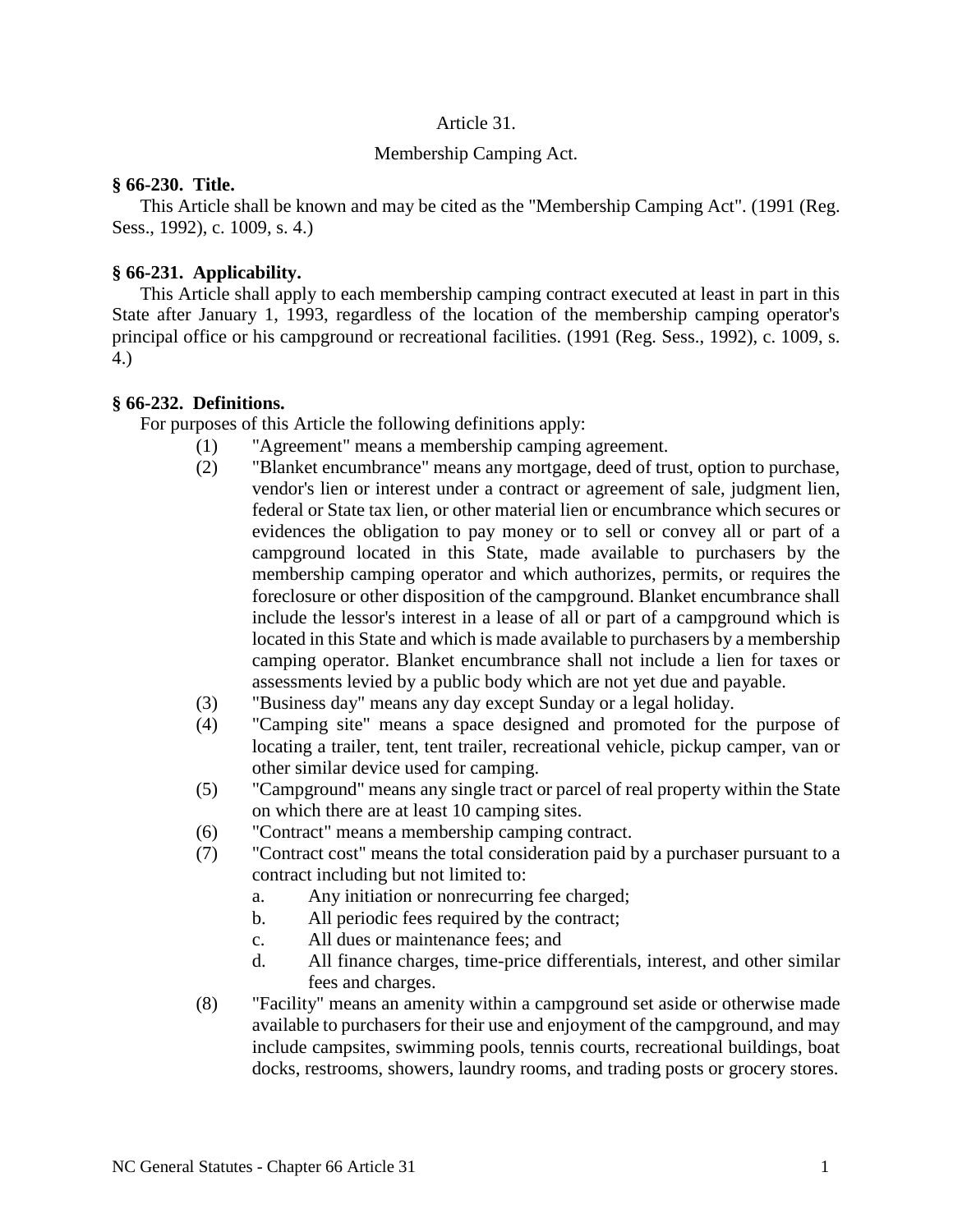# Article 31.

## Membership Camping Act.

**§ 66-230. Title.**

This Article shall be known and may be cited as the "Membership Camping Act". (1991 (Reg. Sess., 1992), c. 1009, s. 4.)

**§ 66-231. Applicability.**

This Article shall apply to each membership camping contract executed at least in part in this State after January 1, 1993, regardless of the location of the membership camping operator's principal office or his campground or recreational facilities. (1991 (Reg. Sess., 1992), c. 1009, s. 4.)

**§ 66-232. Definitions.**

For purposes of this Article the following definitions apply:

(1) "Agreement" means a membership camping agreement.

(2) "Blanket encumbrance" means any mortgage, deed of trust, option to purchase, vendor's lien or interest under a contract or agreement of sale, judgment lien, federal or State tax lien, or other material lien or encumbrance which secures or evidences the obligation to pay money or to sell or convey all or part of a campground located in this State, made available to purchasers by the membership camping operator and which authorizes, permits, or requires the foreclosure or other disposition of the campground. Blanket encumbrance shall include the lessor's interest in a lease of all or part of a campground which is located in this State and which is made available to purchasers by a membership camping operator. Blanket encumbrance shall not include a lien for taxes or assessments levied by a public body which are not yet due and payable.

(3) "Business day" means any day except Sunday or a legal holiday.

(4) "Camping site" means a space designed and promoted for the purpose of locating a trailer, tent, tent trailer, recreational vehicle, pickup camper, van or other similar device used for camping.

(5) "Campground" means any single tract or parcel of real property within the State on which there are at least 10 camping sites.

(6) "Contract" means a membership camping contract.

(7) "Contract cost" means the total consideration paid by a purchaser pursuant to a contract including but not limited to:

   a. Any initiation or nonrecurring fee charged;
   b. All periodic fees required by the contract;
   c. All dues or maintenance fees; and
   d. All finance charges, time-price differentials, interest, and other similar fees and charges.

(8) "Facility" means an amenity within a campground set aside or otherwise made available to purchasers for their use and enjoyment of the campground, and may include campsites, swimming pools, tennis courts, recreational buildings, boat docks, restrooms, showers, laundry rooms, and trading posts or grocery stores.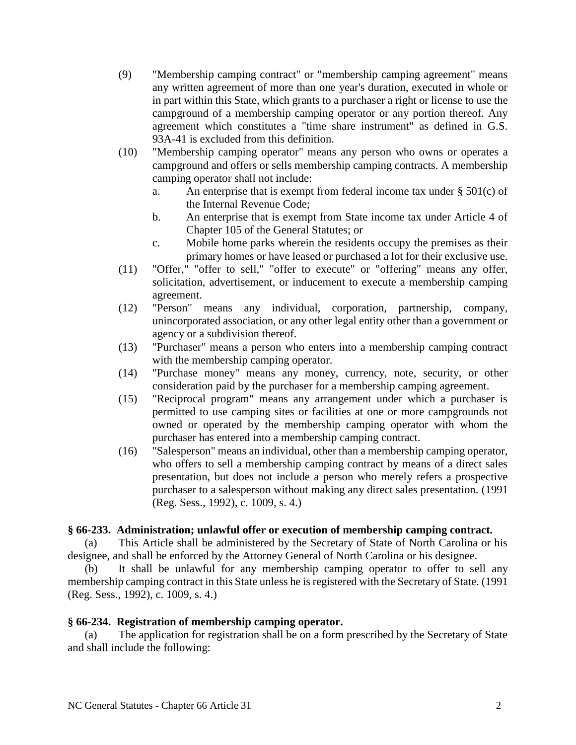(9) "Membership camping contract" or "membership camping agreement" means any written agreement of more than one year's duration, executed in whole or in part within this State, which grants to a purchaser a right or license to use the campground of a membership camping operator or any portion thereof. Any agreement which constitutes a "time share instrument" as defined in G.S. 93A-41 is excluded from this definition.

(10) "Membership camping operator" means any person who owns or operates a campground and offers or sells membership camping contracts. A membership camping operator shall not include:

   a. An enterprise that is exempt from federal income tax under § 501(c) of the Internal Revenue Code;

   b. An enterprise that is exempt from State income tax under Article 4 of Chapter 105 of the General Statutes; or

   c. Mobile home parks wherein the residents occupy the premises as their primary homes or have leased or purchased a lot for their exclusive use.

(11) "Offer," "offer to sell," "offer to execute" or "offering" means any offer, solicitation, advertisement, or inducement to execute a membership camping agreement.

(12) "Person" means any individual, corporation, partnership, company, unincorporated association, or any other legal entity other than a government or agency or a subdivision thereof.

(13) "Purchaser" means a person who enters into a membership camping contract with the membership camping operator.

(14) "Purchase money" means any money, currency, note, security, or other consideration paid by the purchaser for a membership camping agreement.

(15) "Reciprocal program" means any arrangement under which a purchaser is permitted to use camping sites or facilities at one or more campgrounds not owned or operated by the membership camping operator with whom the purchaser has entered into a membership camping contract.

(16) "Salesperson" means an individual, other than a membership camping operator, who offers to sell a membership camping contract by means of a direct sales presentation, but does not include a person who merely refers a prospective purchaser to a salesperson without making any direct sales presentation. (1991 (Reg. Sess., 1992), c. 1009, s. 4.)

**§ 66-233. Administration; unlawful offer or execution of membership camping contract.**

(a) This Article shall be administered by the Secretary of State of North Carolina or his designee, and shall be enforced by the Attorney General of North Carolina or his designee.

(b) It shall be unlawful for any membership camping operator to offer to sell any membership camping contract in this State unless he is registered with the Secretary of State. (1991 (Reg. Sess., 1992), c. 1009, s. 4.)

**§ 66-234. Registration of membership camping operator.**

(a) The application for registration shall be on a form prescribed by the Secretary of State and shall include the following: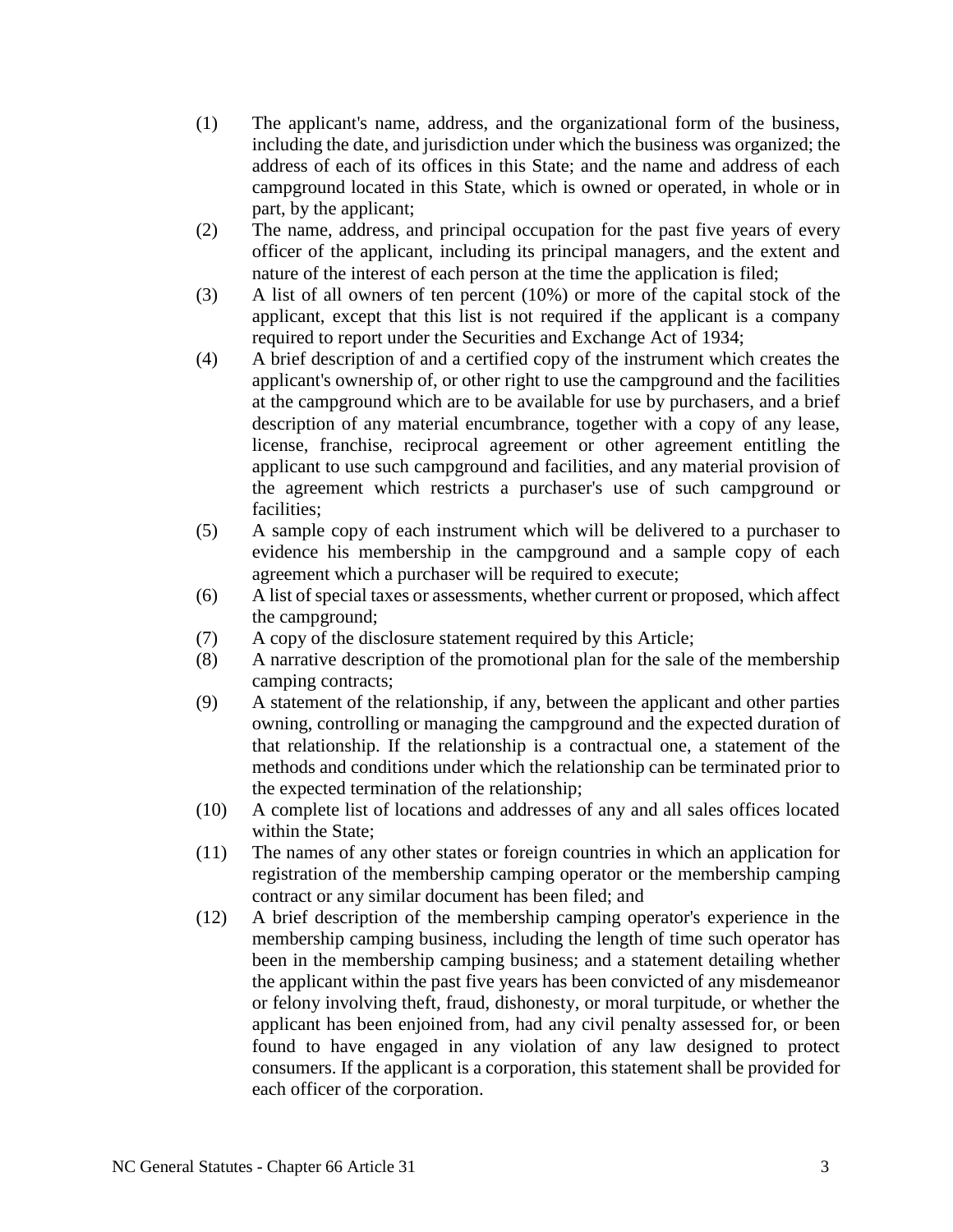(1) The applicant's name, address, and the organizational form of the business, including the date, and jurisdiction under which the business was organized; the address of each of its offices in this State; and the name and address of each campground located in this State, which is owned or operated, in whole or in part, by the applicant;

(2) The name, address, and principal occupation for the past five years of every officer of the applicant, including its principal managers, and the extent and nature of the interest of each person at the time the application is filed;

(3) A list of all owners of ten percent (10%) or more of the capital stock of the applicant, except that this list is not required if the applicant is a company required to report under the Securities and Exchange Act of 1934;

(4) A brief description of and a certified copy of the instrument which creates the applicant's ownership of, or other right to use the campground and the facilities at the campground which are to be available for use by purchasers, and a brief description of any material encumbrance, together with a copy of any lease, license, franchise, reciprocal agreement or other agreement entitling the applicant to use such campground and facilities, and any material provision of the agreement which restricts a purchaser's use of such campground or facilities;

(5) A sample copy of each instrument which will be delivered to a purchaser to evidence his membership in the campground and a sample copy of each agreement which a purchaser will be required to execute;

(6) A list of special taxes or assessments, whether current or proposed, which affect the campground;

(7) A copy of the disclosure statement required by this Article;

(8) A narrative description of the promotional plan for the sale of the membership camping contracts;

(9) A statement of the relationship, if any, between the applicant and other parties owning, controlling or managing the campground and the expected duration of that relationship. If the relationship is a contractual one, a statement of the methods and conditions under which the relationship can be terminated prior to the expected termination of the relationship;

(10) A complete list of locations and addresses of any and all sales offices located within the State;

(11) The names of any other states or foreign countries in which an application for registration of the membership camping operator or the membership camping contract or any similar document has been filed; and

(12) A brief description of the membership camping operator's experience in the membership camping business, including the length of time such operator has been in the membership camping business; and a statement detailing whether the applicant within the past five years has been convicted of any misdemeanor or felony involving theft, fraud, dishonesty, or moral turpitude, or whether the applicant has been enjoined from, had any civil penalty assessed for, or been found to have engaged in any violation of any law designed to protect consumers. If the applicant is a corporation, this statement shall be provided for each officer of the corporation.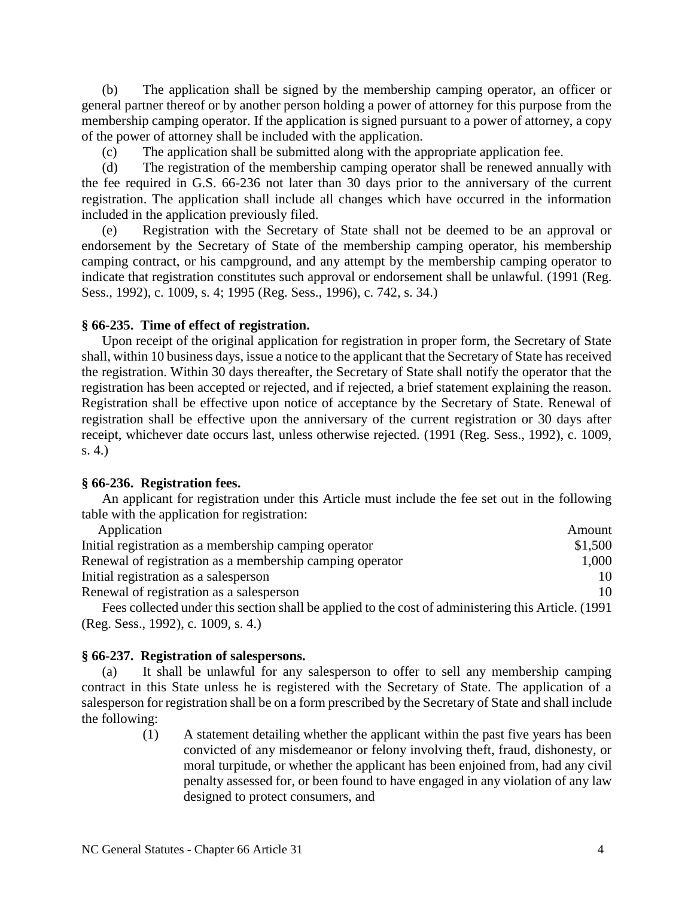(b) The application shall be signed by the membership camping operator, an officer or general partner thereof or by another person holding a power of attorney for this purpose from the membership camping operator. If the application is signed pursuant to a power of attorney, a copy of the power of attorney shall be included with the application.

(c) The application shall be submitted along with the appropriate application fee.

(d) The registration of the membership camping operator shall be renewed annually with the fee required in G.S. 66-236 not later than 30 days prior to the anniversary of the current registration. The application shall include all changes which have occurred in the information included in the application previously filed.

(e) Registration with the Secretary of State shall not be deemed to be an approval or endorsement by the Secretary of State of the membership camping operator, his membership camping contract, or his campground, and any attempt by the membership camping operator to indicate that registration constitutes such approval or endorsement shall be unlawful. (1991 (Reg. Sess., 1992), c. 1009, s. 4; 1995 (Reg. Sess., 1996), c. 742, s. 34.)

**§ 66-235. Time of effect of registration.**

Upon receipt of the original application for registration in proper form, the Secretary of State shall, within 10 business days, issue a notice to the applicant that the Secretary of State has received the registration. Within 30 days thereafter, the Secretary of State shall notify the operator that the registration has been accepted or rejected, and if rejected, a brief statement explaining the reason. Registration shall be effective upon notice of acceptance by the Secretary of State. Renewal of registration shall be effective upon the anniversary of the current registration or 30 days after receipt, whichever date occurs last, unless otherwise rejected. (1991 (Reg. Sess., 1992), c. 1009, s. 4.)

**§ 66-236. Registration fees.**

An applicant for registration under this Article must include the fee set out in the following table with the application for registration:

| Application | Amount |
|---|---|
| Initial registration as a membership camping operator | $1,500 |
| Renewal of registration as a membership camping operator | 1,000 |
| Initial registration as a salesperson | 10 |
| Renewal of registration as a salesperson | 10 |

Fees collected under this section shall be applied to the cost of administering this Article. (1991 (Reg. Sess., 1992), c. 1009, s. 4.)

**§ 66-237. Registration of salespersons.**

(a) It shall be unlawful for any salesperson to offer to sell any membership camping contract in this State unless he is registered with the Secretary of State. The application of a salesperson for registration shall be on a form prescribed by the Secretary of State and shall include the following:

(1) A statement detailing whether the applicant within the past five years has been convicted of any misdemeanor or felony involving theft, fraud, dishonesty, or moral turpitude, or whether the applicant has been enjoined from, had any civil penalty assessed for, or been found to have engaged in any violation of any law designed to protect consumers, and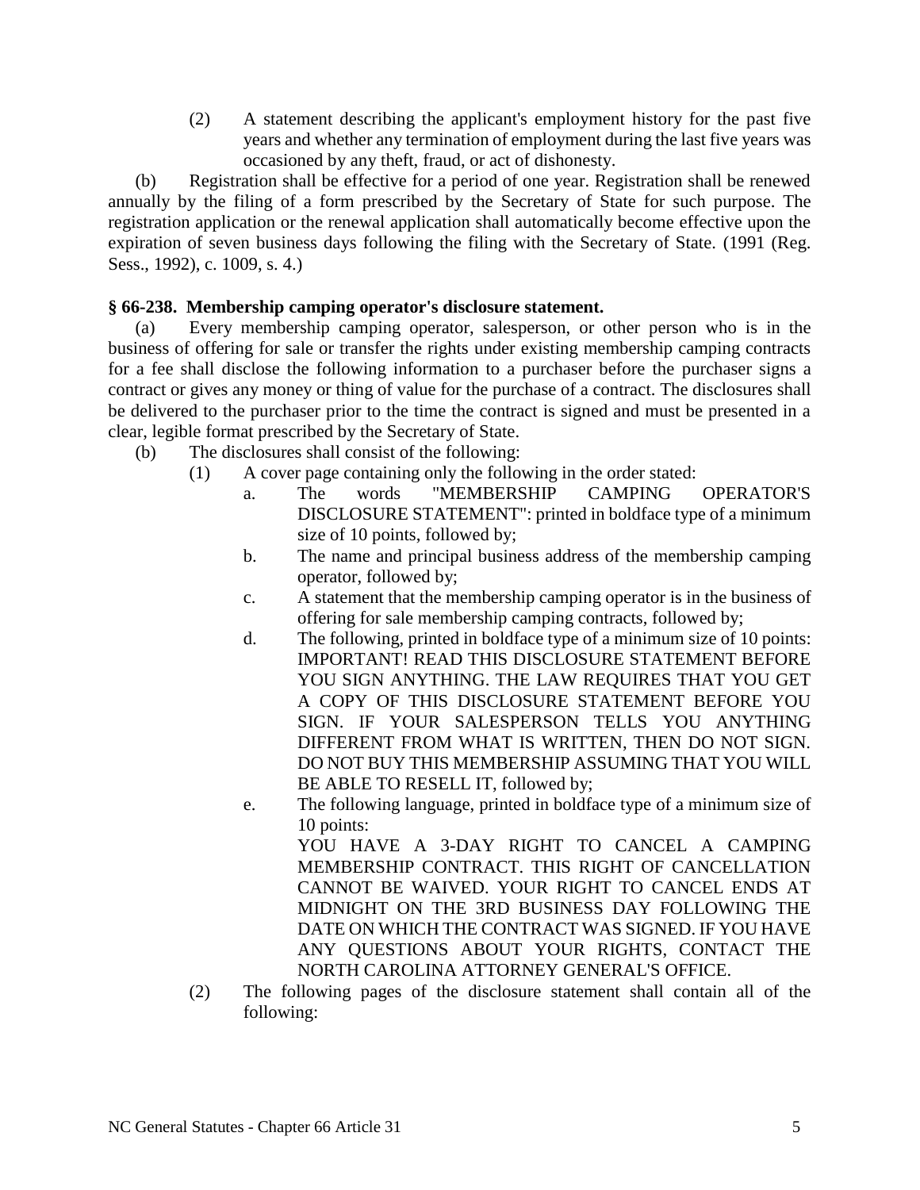(2) A statement describing the applicant's employment history for the past five years and whether any termination of employment during the last five years was occasioned by any theft, fraud, or act of dishonesty.

(b) Registration shall be effective for a period of one year. Registration shall be renewed annually by the filing of a form prescribed by the Secretary of State for such purpose. The registration application or the renewal application shall automatically become effective upon the expiration of seven business days following the filing with the Secretary of State. (1991 (Reg. Sess., 1992), c. 1009, s. 4.)

**§ 66-238. Membership camping operator's disclosure statement.**

(a) Every membership camping operator, salesperson, or other person who is in the business of offering for sale or transfer the rights under existing membership camping contracts for a fee shall disclose the following information to a purchaser before the purchaser signs a contract or gives any money or thing of value for the purchase of a contract. The disclosures shall be delivered to the purchaser prior to the time the contract is signed and must be presented in a clear, legible format prescribed by the Secretary of State.

(b) The disclosures shall consist of the following:

(1) A cover page containing only the following in the order stated:

a. The words "MEMBERSHIP CAMPING OPERATOR'S DISCLOSURE STATEMENT": printed in boldface type of a minimum size of 10 points, followed by;

b. The name and principal business address of the membership camping operator, followed by;

c. A statement that the membership camping operator is in the business of offering for sale membership camping contracts, followed by;

d. The following, printed in boldface type of a minimum size of 10 points: IMPORTANT! READ THIS DISCLOSURE STATEMENT BEFORE YOU SIGN ANYTHING. THE LAW REQUIRES THAT YOU GET A COPY OF THIS DISCLOSURE STATEMENT BEFORE YOU SIGN. IF YOUR SALESPERSON TELLS YOU ANYTHING DIFFERENT FROM WHAT IS WRITTEN, THEN DO NOT SIGN. DO NOT BUY THIS MEMBERSHIP ASSUMING THAT YOU WILL BE ABLE TO RESELL IT, followed by;

e. The following language, printed in boldface type of a minimum size of 10 points:
YOU HAVE A 3-DAY RIGHT TO CANCEL A CAMPING MEMBERSHIP CONTRACT. THIS RIGHT OF CANCELLATION CANNOT BE WAIVED. YOUR RIGHT TO CANCEL ENDS AT MIDNIGHT ON THE 3RD BUSINESS DAY FOLLOWING THE DATE ON WHICH THE CONTRACT WAS SIGNED. IF YOU HAVE ANY QUESTIONS ABOUT YOUR RIGHTS, CONTACT THE NORTH CAROLINA ATTORNEY GENERAL'S OFFICE.

(2) The following pages of the disclosure statement shall contain all of the following: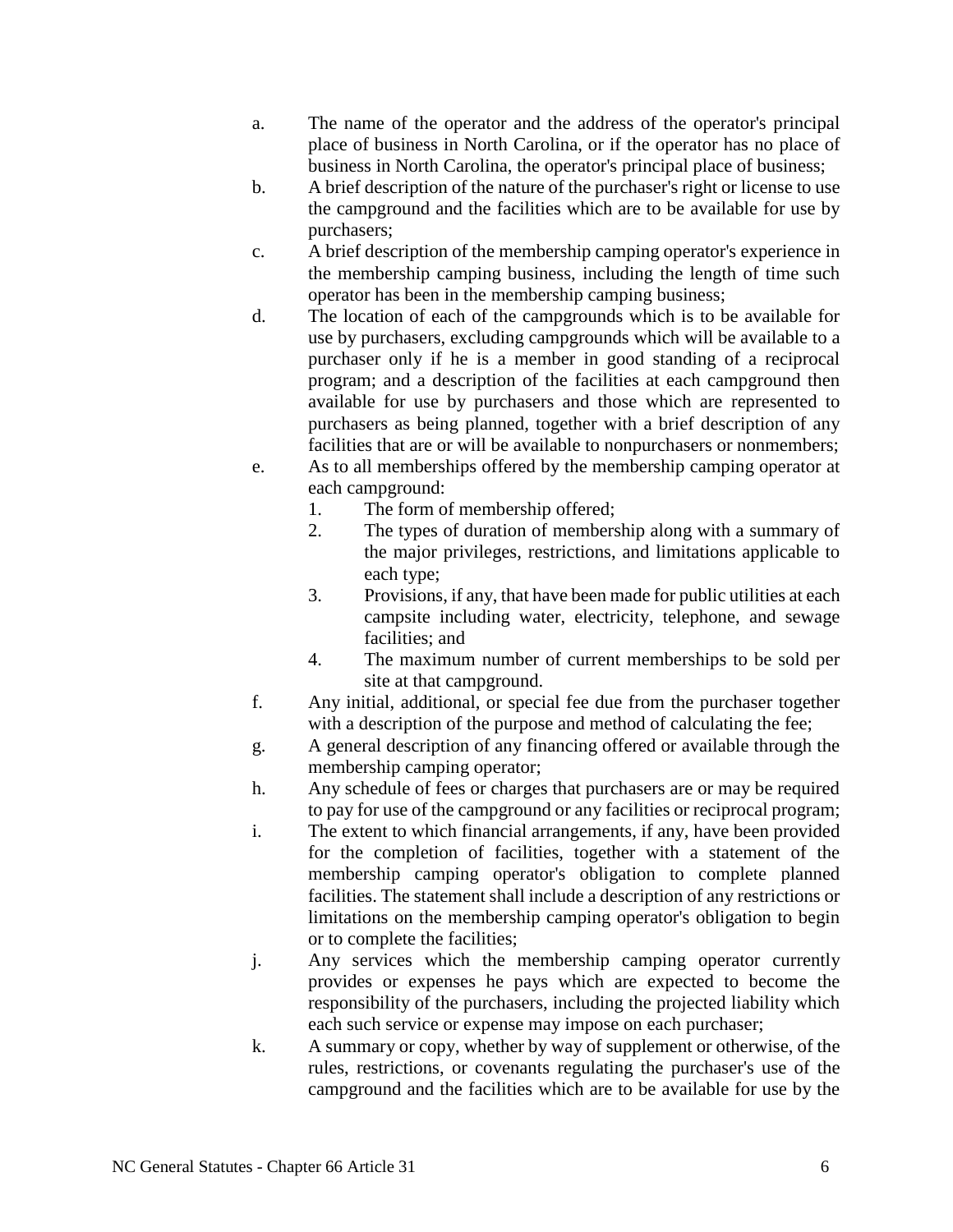a. The name of the operator and the address of the operator's principal place of business in North Carolina, or if the operator has no place of business in North Carolina, the operator's principal place of business;

b. A brief description of the nature of the purchaser's right or license to use the campground and the facilities which are to be available for use by purchasers;

c. A brief description of the membership camping operator's experience in the membership camping business, including the length of time such operator has been in the membership camping business;

d. The location of each of the campgrounds which is to be available for use by purchasers, excluding campgrounds which will be available to a purchaser only if he is a member in good standing of a reciprocal program; and a description of the facilities at each campground then available for use by purchasers and those which are represented to purchasers as being planned, together with a brief description of any facilities that are or will be available to nonpurchasers or nonmembers;

e. As to all memberships offered by the membership camping operator at each campground:
   1. The form of membership offered;
   2. The types of duration of membership along with a summary of the major privileges, restrictions, and limitations applicable to each type;
   3. Provisions, if any, that have been made for public utilities at each campsite including water, electricity, telephone, and sewage facilities; and
   4. The maximum number of current memberships to be sold per site at that campground.

f. Any initial, additional, or special fee due from the purchaser together with a description of the purpose and method of calculating the fee;

g. A general description of any financing offered or available through the membership camping operator;

h. Any schedule of fees or charges that purchasers are or may be required to pay for use of the campground or any facilities or reciprocal program;

i. The extent to which financial arrangements, if any, have been provided for the completion of facilities, together with a statement of the membership camping operator's obligation to complete planned facilities. The statement shall include a description of any restrictions or limitations on the membership camping operator's obligation to begin or to complete the facilities;

j. Any services which the membership camping operator currently provides or expenses he pays which are expected to become the responsibility of the purchasers, including the projected liability which each such service or expense may impose on each purchaser;

k. A summary or copy, whether by way of supplement or otherwise, of the rules, restrictions, or covenants regulating the purchaser's use of the campground and the facilities which are to be available for use by the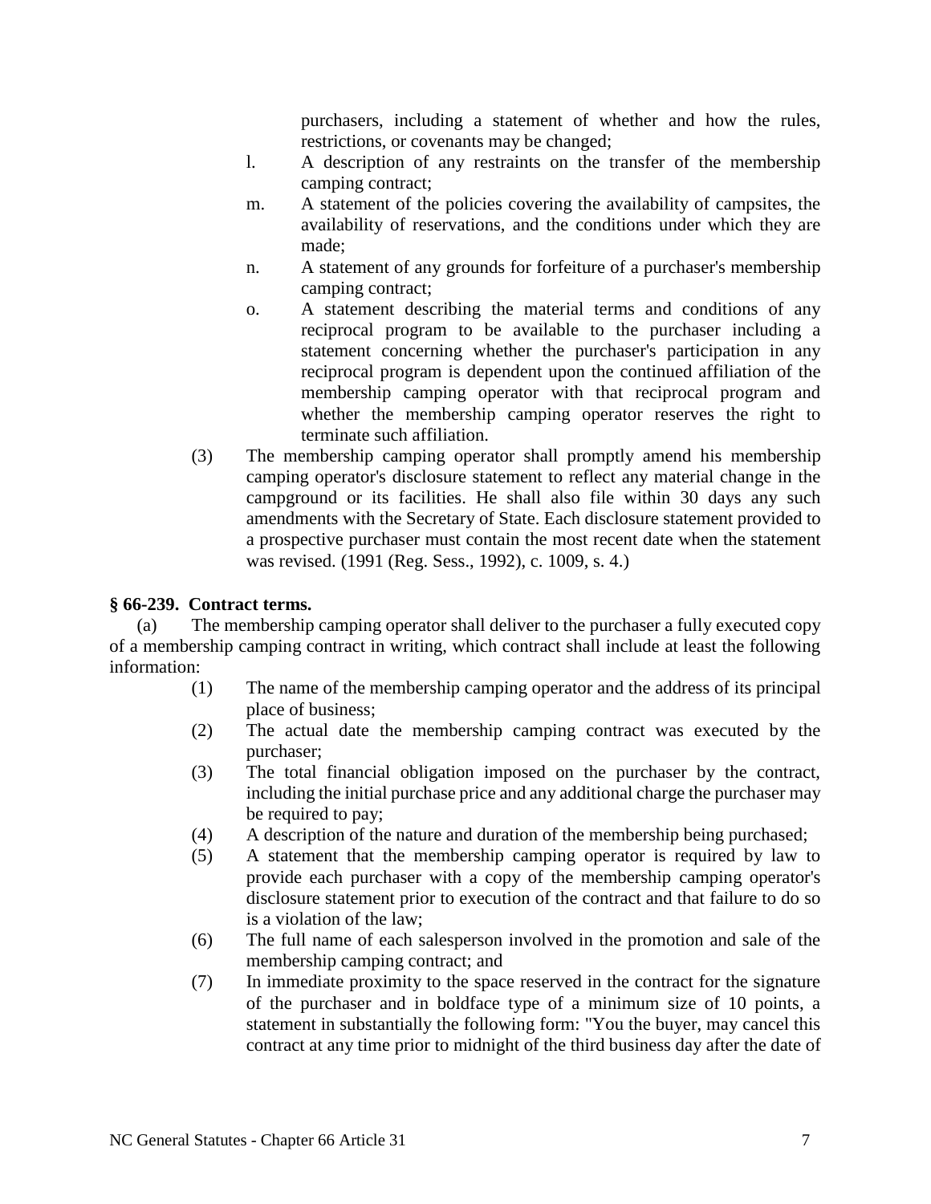purchasers, including a statement of whether and how the rules, restrictions, or covenants may be changed;

l. A description of any restraints on the transfer of the membership camping contract;

m. A statement of the policies covering the availability of campsites, the availability of reservations, and the conditions under which they are made;

n. A statement of any grounds for forfeiture of a purchaser's membership camping contract;

o. A statement describing the material terms and conditions of any reciprocal program to be available to the purchaser including a statement concerning whether the purchaser's participation in any reciprocal program is dependent upon the continued affiliation of the membership camping operator with that reciprocal program and whether the membership camping operator reserves the right to terminate such affiliation.

(3) The membership camping operator shall promptly amend his membership camping operator's disclosure statement to reflect any material change in the campground or its facilities. He shall also file within 30 days any such amendments with the Secretary of State. Each disclosure statement provided to a prospective purchaser must contain the most recent date when the statement was revised. (1991 (Reg. Sess., 1992), c. 1009, s. 4.)

### § 66-239. Contract terms.

(a) The membership camping operator shall deliver to the purchaser a fully executed copy of a membership camping contract in writing, which contract shall include at least the following information:

(1) The name of the membership camping operator and the address of its principal place of business;

(2) The actual date the membership camping contract was executed by the purchaser;

(3) The total financial obligation imposed on the purchaser by the contract, including the initial purchase price and any additional charge the purchaser may be required to pay;

(4) A description of the nature and duration of the membership being purchased;

(5) A statement that the membership camping operator is required by law to provide each purchaser with a copy of the membership camping operator's disclosure statement prior to execution of the contract and that failure to do so is a violation of the law;

(6) The full name of each salesperson involved in the promotion and sale of the membership camping contract; and

(7) In immediate proximity to the space reserved in the contract for the signature of the purchaser and in boldface type of a minimum size of 10 points, a statement in substantially the following form: "You the buyer, may cancel this contract at any time prior to midnight of the third business day after the date of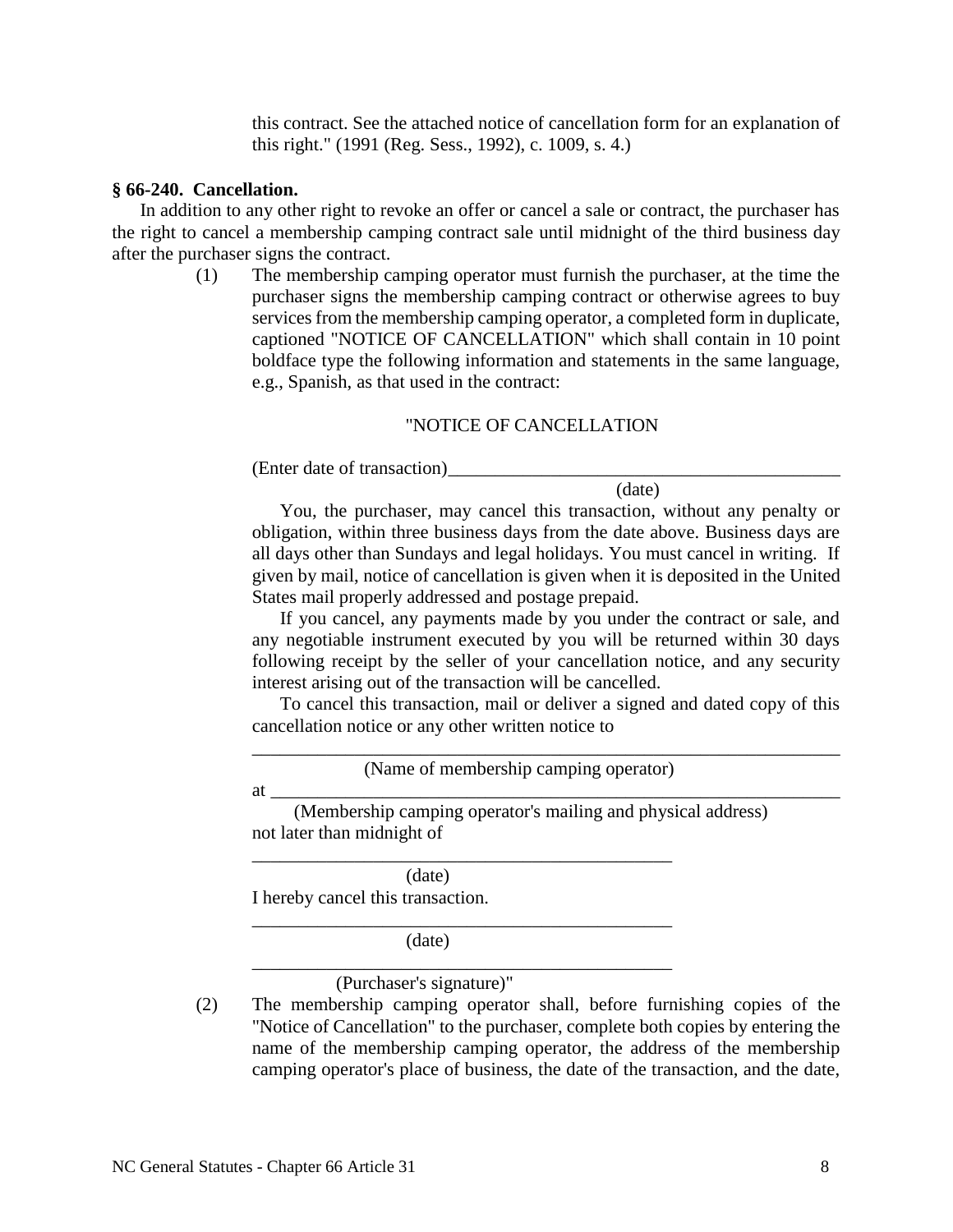this contract. See the attached notice of cancellation form for an explanation of this right." (1991 (Reg. Sess., 1992), c. 1009, s. 4.)

### § 66-240. Cancellation.

In addition to any other right to revoke an offer or cancel a sale or contract, the purchaser has the right to cancel a membership camping contract sale until midnight of the third business day after the purchaser signs the contract.

(1) The membership camping operator must furnish the purchaser, at the time the purchaser signs the membership camping contract or otherwise agrees to buy services from the membership camping operator, a completed form in duplicate, captioned "NOTICE OF CANCELLATION" which shall contain in 10 point boldface type the following information and statements in the same language, e.g., Spanish, as that used in the contract:

"NOTICE OF CANCELLATION

(Enter date of transaction)____________________________________________
(date)

You, the purchaser, may cancel this transaction, without any penalty or obligation, within three business days from the date above. Business days are all days other than Sundays and legal holidays. You must cancel in writing. If given by mail, notice of cancellation is given when it is deposited in the United States mail properly addressed and postage prepaid.

If you cancel, any payments made by you under the contract or sale, and any negotiable instrument executed by you will be returned within 30 days following receipt by the seller of your cancellation notice, and any security interest arising out of the transaction will be cancelled.

To cancel this transaction, mail or deliver a signed and dated copy of this cancellation notice or any other written notice to

______________________________________________________________
(Name of membership camping operator)

at ____________________________________________________________
(Membership camping operator's mailing and physical address)

not later than midnight of

______________________________________________
(date)

I hereby cancel this transaction.

______________________________________________
(date)

______________________________________________
(Purchaser's signature)"

(2) The membership camping operator shall, before furnishing copies of the "Notice of Cancellation" to the purchaser, complete both copies by entering the name of the membership camping operator, the address of the membership camping operator's place of business, the date of the transaction, and the date,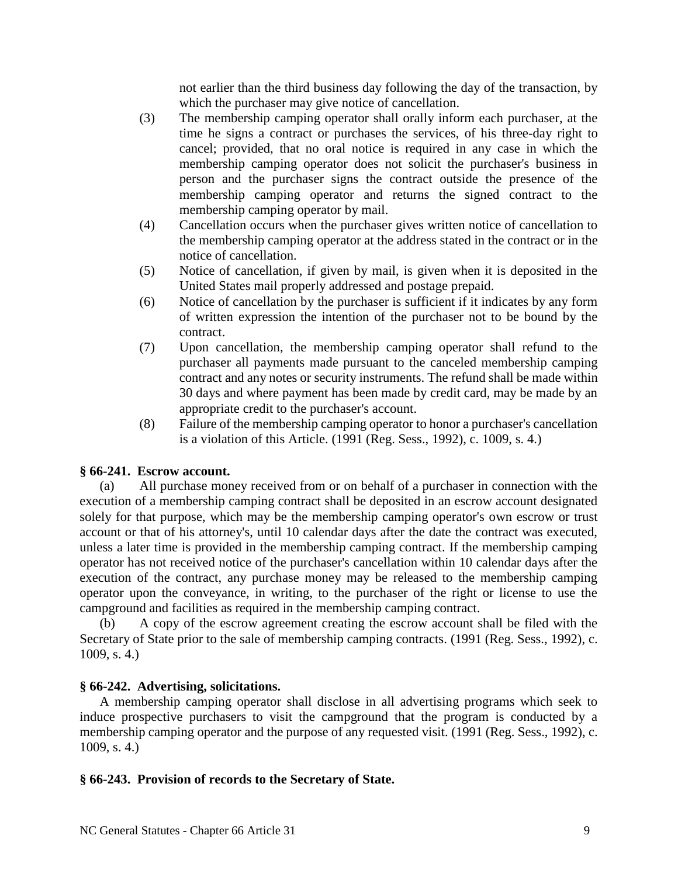not earlier than the third business day following the day of the transaction, by which the purchaser may give notice of cancellation.

(3) The membership camping operator shall orally inform each purchaser, at the time he signs a contract or purchases the services, of his three-day right to cancel; provided, that no oral notice is required in any case in which the membership camping operator does not solicit the purchaser's business in person and the purchaser signs the contract outside the presence of the membership camping operator and returns the signed contract to the membership camping operator by mail.

(4) Cancellation occurs when the purchaser gives written notice of cancellation to the membership camping operator at the address stated in the contract or in the notice of cancellation.

(5) Notice of cancellation, if given by mail, is given when it is deposited in the United States mail properly addressed and postage prepaid.

(6) Notice of cancellation by the purchaser is sufficient if it indicates by any form of written expression the intention of the purchaser not to be bound by the contract.

(7) Upon cancellation, the membership camping operator shall refund to the purchaser all payments made pursuant to the canceled membership camping contract and any notes or security instruments. The refund shall be made within 30 days and where payment has been made by credit card, may be made by an appropriate credit to the purchaser's account.

(8) Failure of the membership camping operator to honor a purchaser's cancellation is a violation of this Article. (1991 (Reg. Sess., 1992), c. 1009, s. 4.)

**§ 66-241. Escrow account.**

(a) All purchase money received from or on behalf of a purchaser in connection with the execution of a membership camping contract shall be deposited in an escrow account designated solely for that purpose, which may be the membership camping operator's own escrow or trust account or that of his attorney's, until 10 calendar days after the date the contract was executed, unless a later time is provided in the membership camping contract. If the membership camping operator has not received notice of the purchaser's cancellation within 10 calendar days after the execution of the contract, any purchase money may be released to the membership camping operator upon the conveyance, in writing, to the purchaser of the right or license to use the campground and facilities as required in the membership camping contract.

(b) A copy of the escrow agreement creating the escrow account shall be filed with the Secretary of State prior to the sale of membership camping contracts. (1991 (Reg. Sess., 1992), c. 1009, s. 4.)

**§ 66-242. Advertising, solicitations.**

A membership camping operator shall disclose in all advertising programs which seek to induce prospective purchasers to visit the campground that the program is conducted by a membership camping operator and the purpose of any requested visit. (1991 (Reg. Sess., 1992), c. 1009, s. 4.)

**§ 66-243. Provision of records to the Secretary of State.**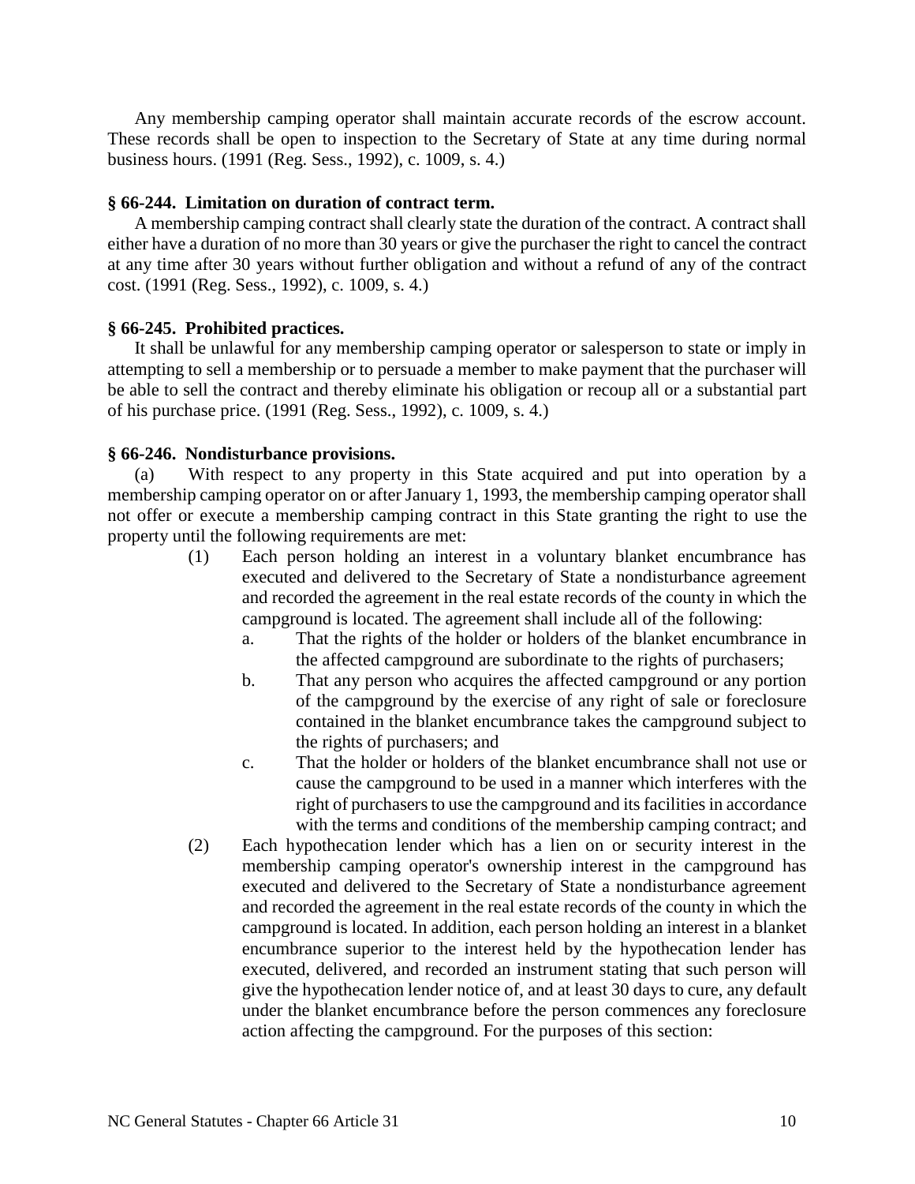Any membership camping operator shall maintain accurate records of the escrow account. These records shall be open to inspection to the Secretary of State at any time during normal business hours. (1991 (Reg. Sess., 1992), c. 1009, s. 4.)

**§ 66-244. Limitation on duration of contract term.**

A membership camping contract shall clearly state the duration of the contract. A contract shall either have a duration of no more than 30 years or give the purchaser the right to cancel the contract at any time after 30 years without further obligation and without a refund of any of the contract cost. (1991 (Reg. Sess., 1992), c. 1009, s. 4.)

**§ 66-245. Prohibited practices.**

It shall be unlawful for any membership camping operator or salesperson to state or imply in attempting to sell a membership or to persuade a member to make payment that the purchaser will be able to sell the contract and thereby eliminate his obligation or recoup all or a substantial part of his purchase price. (1991 (Reg. Sess., 1992), c. 1009, s. 4.)

**§ 66-246. Nondisturbance provisions.**

(a) With respect to any property in this State acquired and put into operation by a membership camping operator on or after January 1, 1993, the membership camping operator shall not offer or execute a membership camping contract in this State granting the right to use the property until the following requirements are met:

(1) Each person holding an interest in a voluntary blanket encumbrance has executed and delivered to the Secretary of State a nondisturbance agreement and recorded the agreement in the real estate records of the county in which the campground is located. The agreement shall include all of the following:

a. That the rights of the holder or holders of the blanket encumbrance in the affected campground are subordinate to the rights of purchasers;

b. That any person who acquires the affected campground or any portion of the campground by the exercise of any right of sale or foreclosure contained in the blanket encumbrance takes the campground subject to the rights of purchasers; and

c. That the holder or holders of the blanket encumbrance shall not use or cause the campground to be used in a manner which interferes with the right of purchasers to use the campground and its facilities in accordance with the terms and conditions of the membership camping contract; and

(2) Each hypothecation lender which has a lien on or security interest in the membership camping operator's ownership interest in the campground has executed and delivered to the Secretary of State a nondisturbance agreement and recorded the agreement in the real estate records of the county in which the campground is located. In addition, each person holding an interest in a blanket encumbrance superior to the interest held by the hypothecation lender has executed, delivered, and recorded an instrument stating that such person will give the hypothecation lender notice of, and at least 30 days to cure, any default under the blanket encumbrance before the person commences any foreclosure action affecting the campground. For the purposes of this section: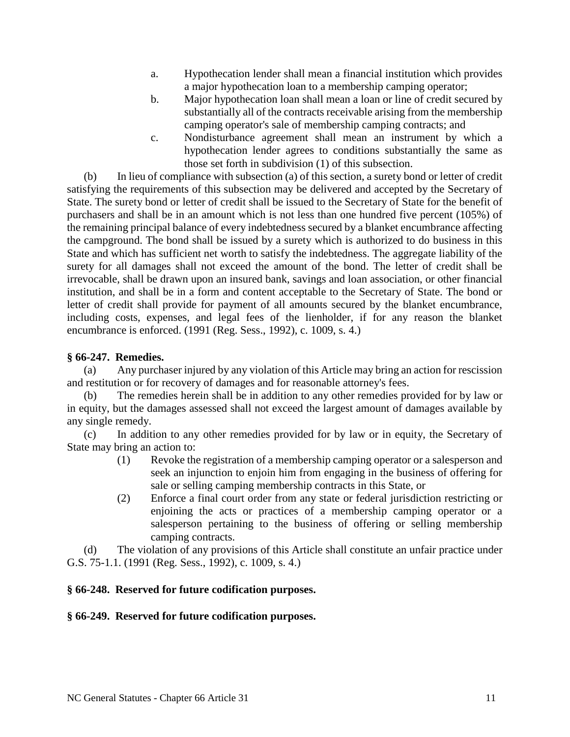a. Hypothecation lender shall mean a financial institution which provides a major hypothecation loan to a membership camping operator;

b. Major hypothecation loan shall mean a loan or line of credit secured by substantially all of the contracts receivable arising from the membership camping operator's sale of membership camping contracts; and

c. Nondisturbance agreement shall mean an instrument by which a hypothecation lender agrees to conditions substantially the same as those set forth in subdivision (1) of this subsection.

(b) In lieu of compliance with subsection (a) of this section, a surety bond or letter of credit satisfying the requirements of this subsection may be delivered and accepted by the Secretary of State. The surety bond or letter of credit shall be issued to the Secretary of State for the benefit of purchasers and shall be in an amount which is not less than one hundred five percent (105%) of the remaining principal balance of every indebtedness secured by a blanket encumbrance affecting the campground. The bond shall be issued by a surety which is authorized to do business in this State and which has sufficient net worth to satisfy the indebtedness. The aggregate liability of the surety for all damages shall not exceed the amount of the bond. The letter of credit shall be irrevocable, shall be drawn upon an insured bank, savings and loan association, or other financial institution, and shall be in a form and content acceptable to the Secretary of State. The bond or letter of credit shall provide for payment of all amounts secured by the blanket encumbrance, including costs, expenses, and legal fees of the lienholder, if for any reason the blanket encumbrance is enforced. (1991 (Reg. Sess., 1992), c. 1009, s. 4.)

**§ 66-247. Remedies.**

(a) Any purchaser injured by any violation of this Article may bring an action for rescission and restitution or for recovery of damages and for reasonable attorney's fees.

(b) The remedies herein shall be in addition to any other remedies provided for by law or in equity, but the damages assessed shall not exceed the largest amount of damages available by any single remedy.

(c) In addition to any other remedies provided for by law or in equity, the Secretary of State may bring an action to:

(1) Revoke the registration of a membership camping operator or a salesperson and seek an injunction to enjoin him from engaging in the business of offering for sale or selling camping membership contracts in this State, or

(2) Enforce a final court order from any state or federal jurisdiction restricting or enjoining the acts or practices of a membership camping operator or a salesperson pertaining to the business of offering or selling membership camping contracts.

(d) The violation of any provisions of this Article shall constitute an unfair practice under G.S. 75-1.1. (1991 (Reg. Sess., 1992), c. 1009, s. 4.)

**§ 66-248. Reserved for future codification purposes.**

**§ 66-249. Reserved for future codification purposes.**